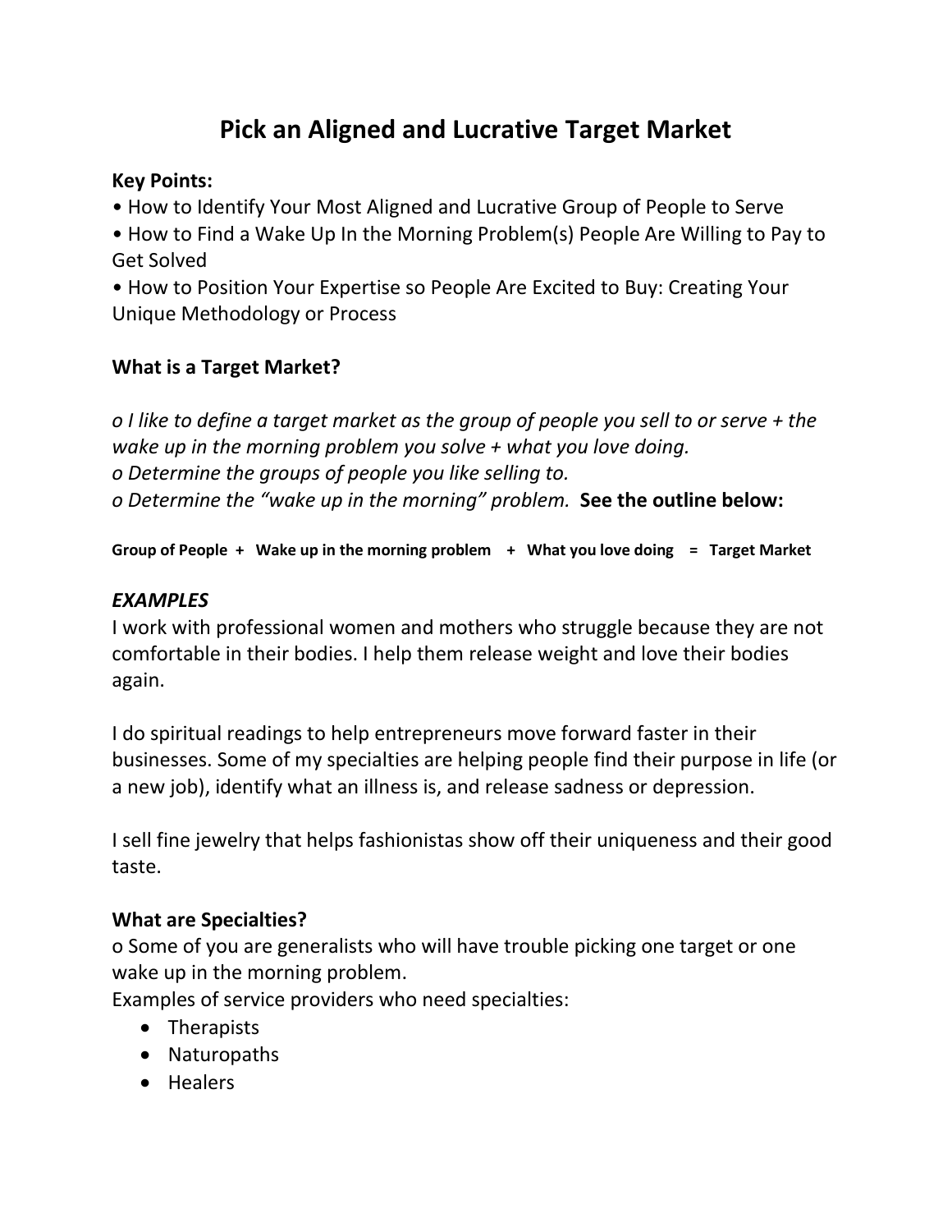# Pick an Aligned and Lucrative Target Market

**Key Points:**

• How to Identify Your Most Aligned and Lucrative Group of People to Serve
• How to Find a Wake Up In the Morning Problem(s) People Are Willing to Pay to Get Solved
• How to Position Your Expertise so People Are Excited to Buy: Creating Your Unique Methodology or Process

**What is a Target Market?**

*o I like to define a target market as the group of people you sell to or serve + the wake up in the morning problem you solve + what you love doing.*
*o Determine the groups of people you like selling to.*
*o Determine the "wake up in the morning" problem.* **See the outline below:**

**Group of People + Wake up in the morning problem + What you love doing = Target Market**

***EXAMPLES***

I work with professional women and mothers who struggle because they are not comfortable in their bodies. I help them release weight and love their bodies again.

I do spiritual readings to help entrepreneurs move forward faster in their businesses. Some of my specialties are helping people find their purpose in life (or a new job), identify what an illness is, and release sadness or depression.

I sell fine jewelry that helps fashionistas show off their uniqueness and their good taste.

**What are Specialties?**

o Some of you are generalists who will have trouble picking one target or one wake up in the morning problem.
Examples of service providers who need specialties:

- Therapists
- Naturopaths
- Healers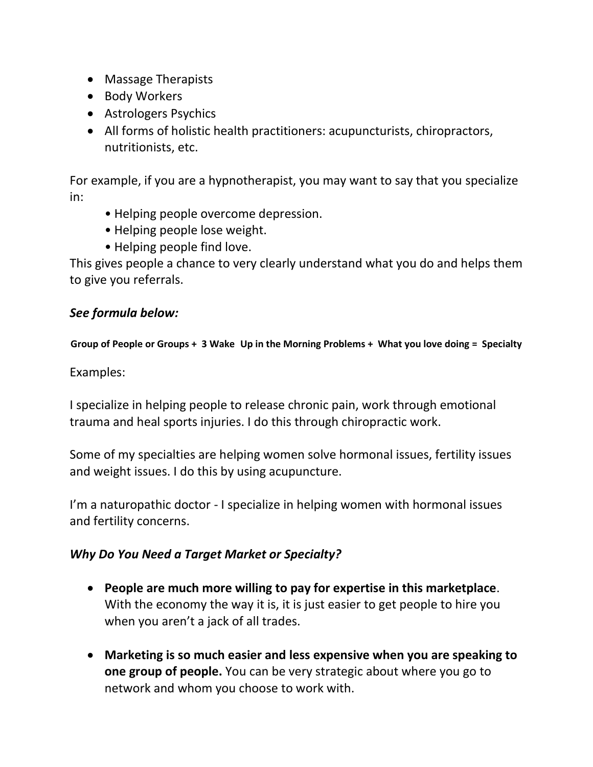- Massage Therapists
- Body Workers
- Astrologers Psychics
- All forms of holistic health practitioners: acupuncturists, chiropractors, nutritionists, etc.

For example, if you are a hypnotherapist, you may want to say that you specialize in:

- Helping people overcome depression.
- Helping people lose weight.
- Helping people find love.

This gives people a chance to very clearly understand what you do and helps them to give you referrals.

***See formula below:***

**Group of People or Groups + 3 Wake Up in the Morning Problems + What you love doing = Specialty**

Examples:

I specialize in helping people to release chronic pain, work through emotional trauma and heal sports injuries. I do this through chiropractic work.

Some of my specialties are helping women solve hormonal issues, fertility issues and weight issues. I do this by using acupuncture.

I'm a naturopathic doctor - I specialize in helping women with hormonal issues and fertility concerns.

***Why Do You Need a Target Market or Specialty?***

- **People are much more willing to pay for expertise in this marketplace**. With the economy the way it is, it is just easier to get people to hire you when you aren't a jack of all trades.

- **Marketing is so much easier and less expensive when you are speaking to one group of people.** You can be very strategic about where you go to network and whom you choose to work with.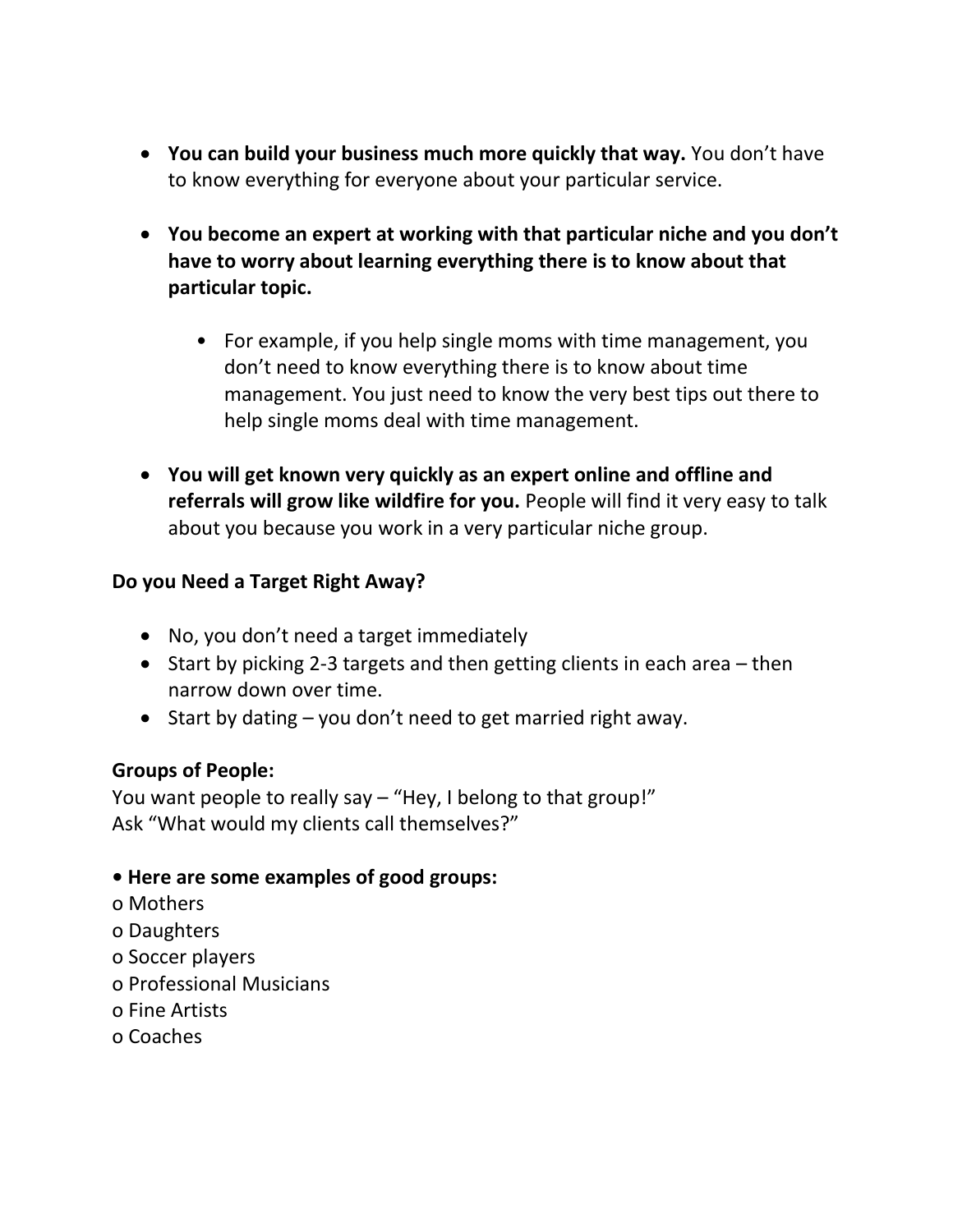- **You can build your business much more quickly that way.** You don't have to know everything for everyone about your particular service.

- **You become an expert at working with that particular niche and you don't have to worry about learning everything there is to know about that particular topic.**

    - For example, if you help single moms with time management, you don't need to know everything there is to know about time management. You just need to know the very best tips out there to help single moms deal with time management.

- **You will get known very quickly as an expert online and offline and referrals will grow like wildfire for you.** People will find it very easy to talk about you because you work in a very particular niche group.

**Do you Need a Target Right Away?**

- No, you don't need a target immediately
- Start by picking 2-3 targets and then getting clients in each area – then narrow down over time.
- Start by dating – you don't need to get married right away.

**Groups of People:**
You want people to really say – "Hey, I belong to that group!"
Ask "What would my clients call themselves?"

• **Here are some examples of good groups:**
o Mothers
o Daughters
o Soccer players
o Professional Musicians
o Fine Artists
o Coaches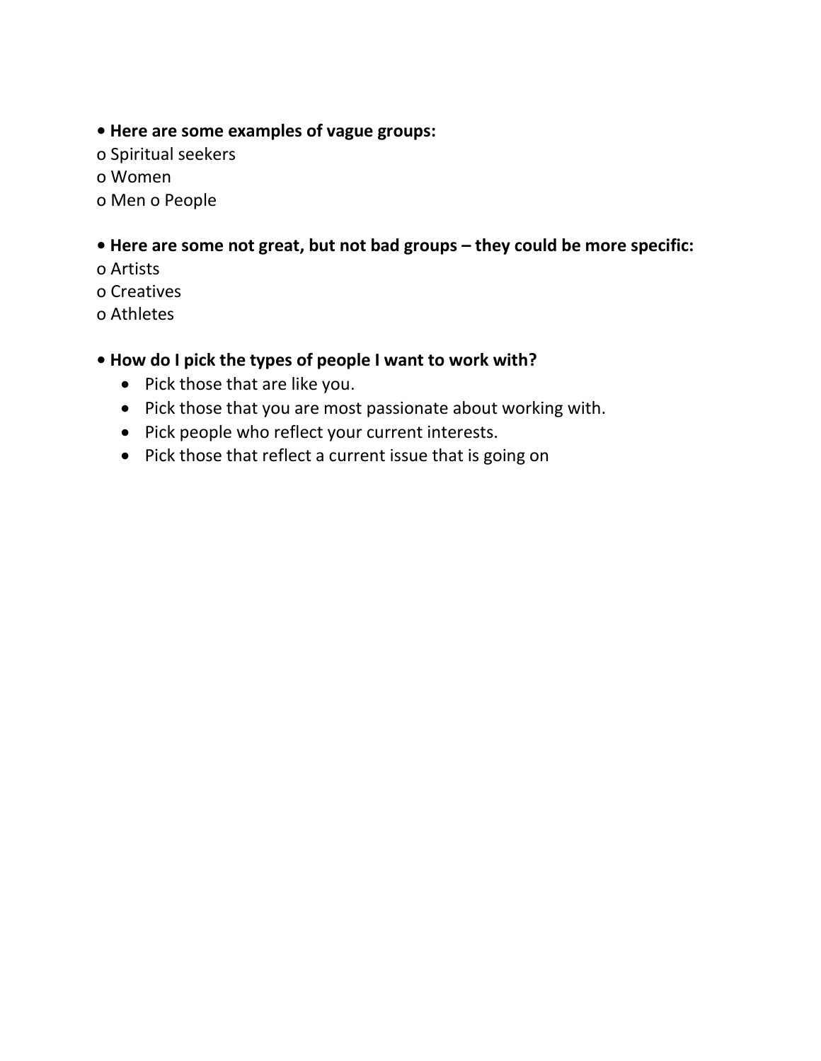- **Here are some examples of vague groups:**
  - o Spiritual seekers
  - o Women
  - o Men o People

- **Here are some not great, but not bad groups – they could be more specific:**
  - o Artists
  - o Creatives
  - o Athletes

- **How do I pick the types of people I want to work with?**
  - Pick those that are like you.
  - Pick those that you are most passionate about working with.
  - Pick people who reflect your current interests.
  - Pick those that reflect a current issue that is going on